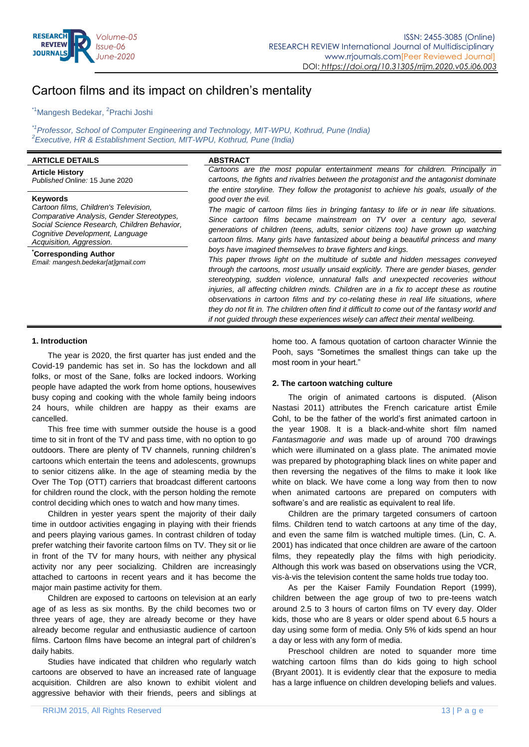# Cartoon films and its impact on children's mentality

[*1]Mangesh Bedekar, [2]Prachi Joshi

*[*1]Professor, School of Computer Engineering and Technology, MIT-WPU, Kothrud, Pune (India)*
*[2]Executive, HR & Establishment Section, MIT-WPU, Kothrud, Pune (India)*

**ARTICLE DETAILS**

**Article History**
*Published Online:* 15 June 2020

**Keywords**
*Cartoon films, Children's Television, Comparative Analysis, Gender Stereotypes, Social Science Research, Children Behavior, Cognitive Development, Language Acquisition, Aggression.*

**[*]Corresponding Author**
*Email: mangesh.bedekar[at]gmail.com*

**ABSTRACT**

*Cartoons are the most popular entertainment means for children. Principally in cartoons, the fights and rivalries between the protagonist and the antagonist dominate the entire storyline. They follow the protagonist* to *achieve his goals, usually of the good over the evil.*

*The magic of cartoon films lies in bringing fantasy to life or in near life situations. Since cartoon films became mainstream on TV over a century ago, several generations of children (teens, adults, senior citizens too) have grown up watching cartoon films. Many girls have fantasized about being a beautiful princess and many boys have imagined themselves to brave fighters and kings.*

*This paper throws light on the multitude of subtle and hidden messages conveyed through the cartoons, most usually unsaid explicitly. There are gender biases, gender stereotyping, sudden violence, unnatural falls and unexpected recoveries without injuries, all affecting children minds. Children are in a fix to accept these as routine observations in cartoon films and try co-relating these in real life situations, where they do not fit in. The children often find it difficult to come out of the fantasy world and if not guided through these experiences wisely can affect their mental wellbeing.*

## 1. Introduction

The year is 2020, the first quarter has just ended and the Covid-19 pandemic has set in. So has the lockdown and all folks, or most of the Sane, folks are locked indoors. Working people have adapted the work from home options, housewives busy coping and cooking with the whole family being indoors 24 hours, while children are happy as their exams are cancelled.

This free time with summer outside the house is a good time to sit in front of the TV and pass time, with no option to go outdoors. There are plenty of TV channels, running children's cartoons which entertain the teens and adolescents, grownups to senior citizens alike. In the age of steaming media by the Over The Top (OTT) carriers that broadcast different cartoons for children round the clock, with the person holding the remote control deciding which ones to watch and how many times.

Children in yester years spent the majority of their daily time in outdoor activities engaging in playing with their friends and peers playing various games. In contrast children of today prefer watching their favorite cartoon films on TV. They sit or lie in front of the TV for many hours, with neither any physical activity nor any peer socializing. Children are increasingly attached to cartoons in recent years and it has become the major main pastime activity for them.

Children are exposed to cartoons on television at an early age of as less as six months. By the child becomes two or three years of age, they are already become or they have already become regular and enthusiastic audience of cartoon films. Cartoon films have become an integral part of children's daily habits.

Studies have indicated that children who regularly watch cartoons are observed to have an increased rate of language acquisition. Children are also known to exhibit violent and aggressive behavior with their friends, peers and siblings at home too. A famous quotation of cartoon character Winnie the Pooh, says "Sometimes the smallest things can take up the most room in your heart."

## 2. The cartoon watching culture

The origin of animated cartoons is disputed. (Alison Nastasi 2011) attributes the French caricature artist Émile Cohl, to be the father of the world's first animated cartoon in the year 1908. It is a black-and-white short film named *Fantasmagorie and wa*s made up of around 700 drawings which were illuminated on a glass plate. The animated movie was prepared by photographing black lines on white paper and then reversing the negatives of the films to make it look like white on black. We have come a long way from then to now when animated cartoons are prepared on computers with software's and are realistic as equivalent to real life.

Children are the primary targeted consumers of cartoon films. Children tend to watch cartoons at any time of the day, and even the same film is watched multiple times. (Lin, C. A. 2001) has indicated that once children are aware of the cartoon films, they repeatedly play the films with high periodicity. Although this work was based on observations using the VCR, vis-à-vis the television content the same holds true today too.

As per the Kaiser Family Foundation Report (1999), children between the age group of two to pre-teens watch around 2.5 to 3 hours of carton films on TV every day. Older kids, those who are 8 years or older spend about 6.5 hours a day using some form of media. Only 5% of kids spend an hour a day or less with any form of media.

Preschool children are noted to squander more time watching cartoon films than do kids going to high school (Bryant 2001). It is evidently clear that the exposure to media has a large influence on children developing beliefs and values.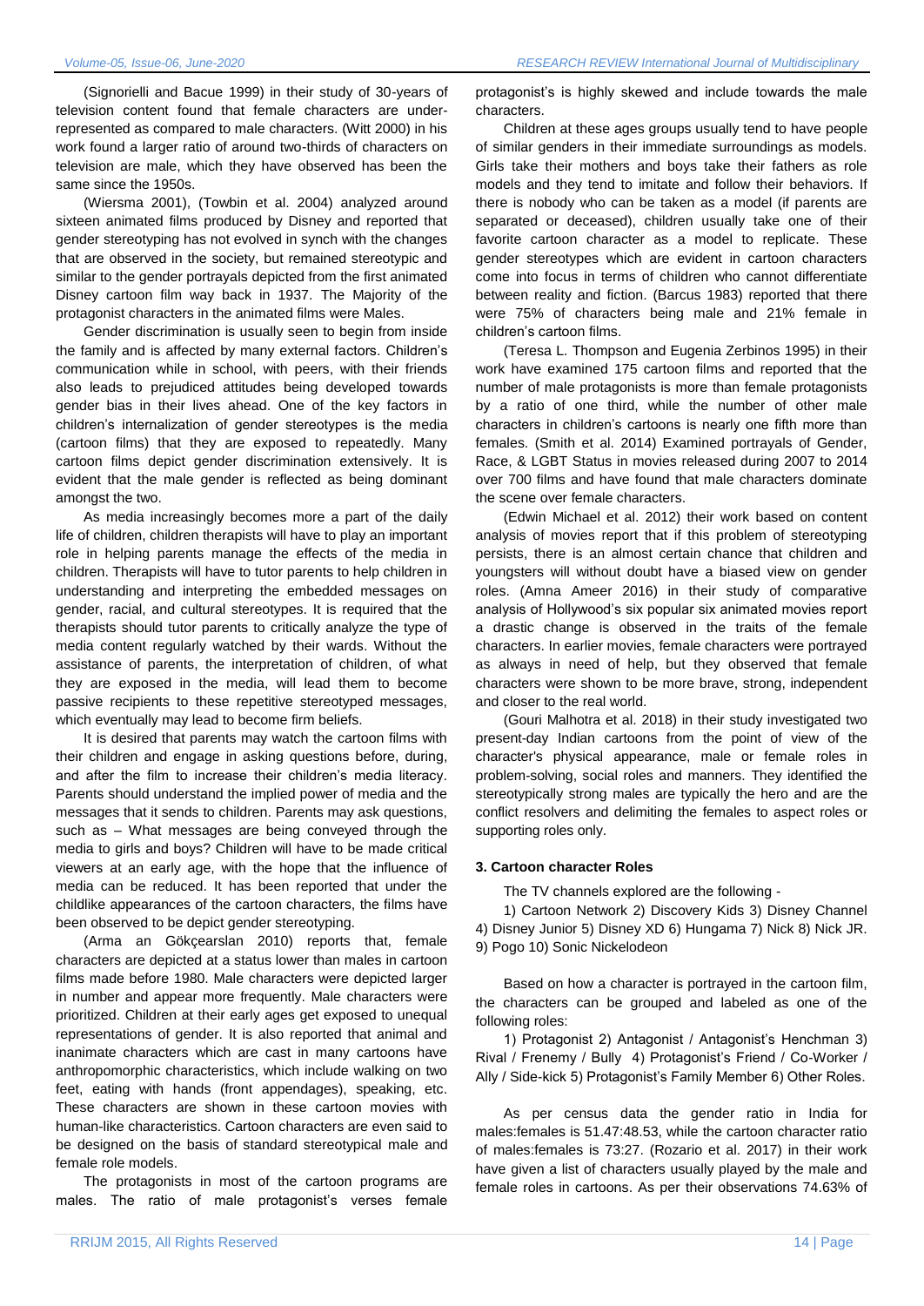(Signorielli and Bacue 1999) in their study of 30-years of television content found that female characters are under-represented as compared to male characters. (Witt 2000) in his work found a larger ratio of around two-thirds of characters on television are male, which they have observed has been the same since the 1950s.

(Wiersma 2001), (Towbin et al. 2004) analyzed around sixteen animated films produced by Disney and reported that gender stereotyping has not evolved in synch with the changes that are observed in the society, but remained stereotypic and similar to the gender portrayals depicted from the first animated Disney cartoon film way back in 1937. The Majority of the protagonist characters in the animated films were Males.

Gender discrimination is usually seen to begin from inside the family and is affected by many external factors. Children's communication while in school, with peers, with their friends also leads to prejudiced attitudes being developed towards gender bias in their lives ahead. One of the key factors in children's internalization of gender stereotypes is the media (cartoon films) that they are exposed to repeatedly. Many cartoon films depict gender discrimination extensively. It is evident that the male gender is reflected as being dominant amongst the two.

As media increasingly becomes more a part of the daily life of children, children therapists will have to play an important role in helping parents manage the effects of the media in children. Therapists will have to tutor parents to help children in understanding and interpreting the embedded messages on gender, racial, and cultural stereotypes. It is required that the therapists should tutor parents to critically analyze the type of media content regularly watched by their wards. Without the assistance of parents, the interpretation of children, of what they are exposed in the media, will lead them to become passive recipients to these repetitive stereotyped messages, which eventually may lead to become firm beliefs.

It is desired that parents may watch the cartoon films with their children and engage in asking questions before, during, and after the film to increase their children's media literacy. Parents should understand the implied power of media and the messages that it sends to children. Parents may ask questions, such as – What messages are being conveyed through the media to girls and boys? Children will have to be made critical viewers at an early age, with the hope that the influence of media can be reduced. It has been reported that under the childlike appearances of the cartoon characters, the films have been observed to be depict gender stereotyping.

(Arma an Gökçearslan 2010) reports that, female characters are depicted at a status lower than males in cartoon films made before 1980. Male characters were depicted larger in number and appear more frequently. Male characters were prioritized. Children at their early ages get exposed to unequal representations of gender. It is also reported that animal and inanimate characters which are cast in many cartoons have anthropomorphic characteristics, which include walking on two feet, eating with hands (front appendages), speaking, etc. These characters are shown in these cartoon movies with human-like characteristics. Cartoon characters are even said to be designed on the basis of standard stereotypical male and female role models.

The protagonists in most of the cartoon programs are males. The ratio of male protagonist's verses female protagonist's is highly skewed and include towards the male characters.

Children at these ages groups usually tend to have people of similar genders in their immediate surroundings as models. Girls take their mothers and boys take their fathers as role models and they tend to imitate and follow their behaviors. If there is nobody who can be taken as a model (if parents are separated or deceased), children usually take one of their favorite cartoon character as a model to replicate. These gender stereotypes which are evident in cartoon characters come into focus in terms of children who cannot differentiate between reality and fiction. (Barcus 1983) reported that there were 75% of characters being male and 21% female in children's cartoon films.

(Teresa L. Thompson and Eugenia Zerbinos 1995) in their work have examined 175 cartoon films and reported that the number of male protagonists is more than female protagonists by a ratio of one third, while the number of other male characters in children's cartoons is nearly one fifth more than females. (Smith et al. 2014) Examined portrayals of Gender, Race, & LGBT Status in movies released during 2007 to 2014 over 700 films and have found that male characters dominate the scene over female characters.

(Edwin Michael et al. 2012) their work based on content analysis of movies report that if this problem of stereotyping persists, there is an almost certain chance that children and youngsters will without doubt have a biased view on gender roles. (Amna Ameer 2016) in their study of comparative analysis of Hollywood's six popular six animated movies report a drastic change is observed in the traits of the female characters. In earlier movies, female characters were portrayed as always in need of help, but they observed that female characters were shown to be more brave, strong, independent and closer to the real world.

(Gouri Malhotra et al. 2018) in their study investigated two present-day Indian cartoons from the point of view of the character's physical appearance, male or female roles in problem-solving, social roles and manners. They identified the stereotypically strong males are typically the hero and are the conflict resolvers and delimiting the females to aspect roles or supporting roles only.

### 3. Cartoon character Roles

The TV channels explored are the following -

1) Cartoon Network 2) Discovery Kids 3) Disney Channel 4) Disney Junior 5) Disney XD 6) Hungama 7) Nick 8) Nick JR. 9) Pogo 10) Sonic Nickelodeon

Based on how a character is portrayed in the cartoon film, the characters can be grouped and labeled as one of the following roles:

1) Protagonist 2) Antagonist / Antagonist's Henchman 3) Rival / Frenemy / Bully 4) Protagonist's Friend / Co-Worker / Ally / Side-kick 5) Protagonist's Family Member 6) Other Roles.

As per census data the gender ratio in India for males:females is 51.47:48.53, while the cartoon character ratio of males:females is 73:27. (Rozario et al. 2017) in their work have given a list of characters usually played by the male and female roles in cartoons. As per their observations 74.63% of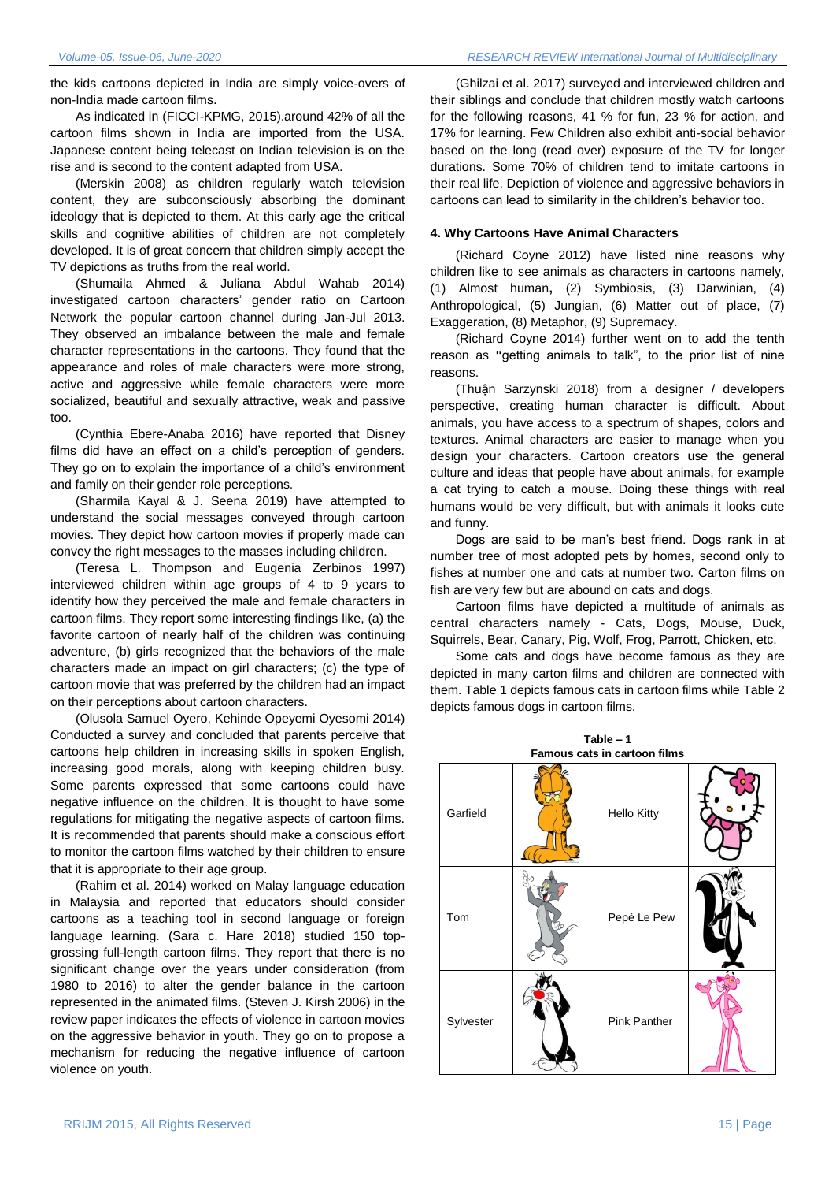the kids cartoons depicted in India are simply voice-overs of non-India made cartoon films.

As indicated in (FICCI-KPMG, 2015).around 42% of all the cartoon films shown in India are imported from the USA. Japanese content being telecast on Indian television is on the rise and is second to the content adapted from USA.

(Merskin 2008) as children regularly watch television content, they are subconsciously absorbing the dominant ideology that is depicted to them. At this early age the critical skills and cognitive abilities of children are not completely developed. It is of great concern that children simply accept the TV depictions as truths from the real world.

(Shumaila Ahmed & Juliana Abdul Wahab 2014) investigated cartoon characters' gender ratio on Cartoon Network the popular cartoon channel during Jan-Jul 2013. They observed an imbalance between the male and female character representations in the cartoons. They found that the appearance and roles of male characters were more strong, active and aggressive while female characters were more socialized, beautiful and sexually attractive, weak and passive too.

(Cynthia Ebere-Anaba 2016) have reported that Disney films did have an effect on a child's perception of genders. They go on to explain the importance of a child's environment and family on their gender role perceptions.

(Sharmila Kayal & J. Seena 2019) have attempted to understand the social messages conveyed through cartoon movies. They depict how cartoon movies if properly made can convey the right messages to the masses including children.

(Teresa L. Thompson and Eugenia Zerbinos 1997) interviewed children within age groups of 4 to 9 years to identify how they perceived the male and female characters in cartoon films. They report some interesting findings like, (a) the favorite cartoon of nearly half of the children was continuing adventure, (b) girls recognized that the behaviors of the male characters made an impact on girl characters; (c) the type of cartoon movie that was preferred by the children had an impact on their perceptions about cartoon characters.

(Olusola Samuel Oyero, Kehinde Opeyemi Oyesomi 2014) Conducted a survey and concluded that parents perceive that cartoons help children in increasing skills in spoken English, increasing good morals, along with keeping children busy. Some parents expressed that some cartoons could have negative influence on the children. It is thought to have some regulations for mitigating the negative aspects of cartoon films. It is recommended that parents should make a conscious effort to monitor the cartoon films watched by their children to ensure that it is appropriate to their age group.

(Rahim et al. 2014) worked on Malay language education in Malaysia and reported that educators should consider cartoons as a teaching tool in second language or foreign language learning. (Sara c. Hare 2018) studied 150 top-grossing full-length cartoon films. They report that there is no significant change over the years under consideration (from 1980 to 2016) to alter the gender balance in the cartoon represented in the animated films. (Steven J. Kirsh 2006) in the review paper indicates the effects of violence in cartoon movies on the aggressive behavior in youth. They go on to propose a mechanism for reducing the negative influence of cartoon violence on youth.

(Ghilzai et al. 2017) surveyed and interviewed children and their siblings and conclude that children mostly watch cartoons for the following reasons, 41 % for fun, 23 % for action, and 17% for learning. Few Children also exhibit anti-social behavior based on the long (read over) exposure of the TV for longer durations. Some 70% of children tend to imitate cartoons in their real life. Depiction of violence and aggressive behaviors in cartoons can lead to similarity in the children's behavior too.

#### 4. Why Cartoons Have Animal Characters

(Richard Coyne 2012) have listed nine reasons why children like to see animals as characters in cartoons namely, (1) Almost human**,** (2) Symbiosis, (3) Darwinian, (4) Anthropological, (5) Jungian, (6) Matter out of place, (7) Exaggeration, (8) Metaphor, (9) Supremacy.

(Richard Coyne 2014) further went on to add the tenth reason as **"**getting animals to talk", to the prior list of nine reasons.

(Thuận Sarzynski 2018) from a designer / developers perspective, creating human character is difficult. About animals, you have access to a spectrum of shapes, colors and textures. Animal characters are easier to manage when you design your characters. Cartoon creators use the general culture and ideas that people have about animals, for example a cat trying to catch a mouse. Doing these things with real humans would be very difficult, but with animals it looks cute and funny.

Dogs are said to be man's best friend. Dogs rank in at number tree of most adopted pets by homes, second only to fishes at number one and cats at number two. Carton films on fish are very few but are abound on cats and dogs.

Cartoon films have depicted a multitude of animals as central characters namely - Cats, Dogs, Mouse, Duck, Squirrels, Bear, Canary, Pig, Wolf, Frog, Parrott, Chicken, etc.

Some cats and dogs have become famous as they are depicted in many carton films and children are connected with them. Table 1 depicts famous cats in cartoon films while Table 2 depicts famous dogs in cartoon films.

**Table – 1**
**Famous cats in cartoon films**

| | | | |
|---|---|---|---|
| Garfield | | Hello Kitty | |
| Tom | | Pepé Le Pew | |
| Sylvester | | Pink Panther | |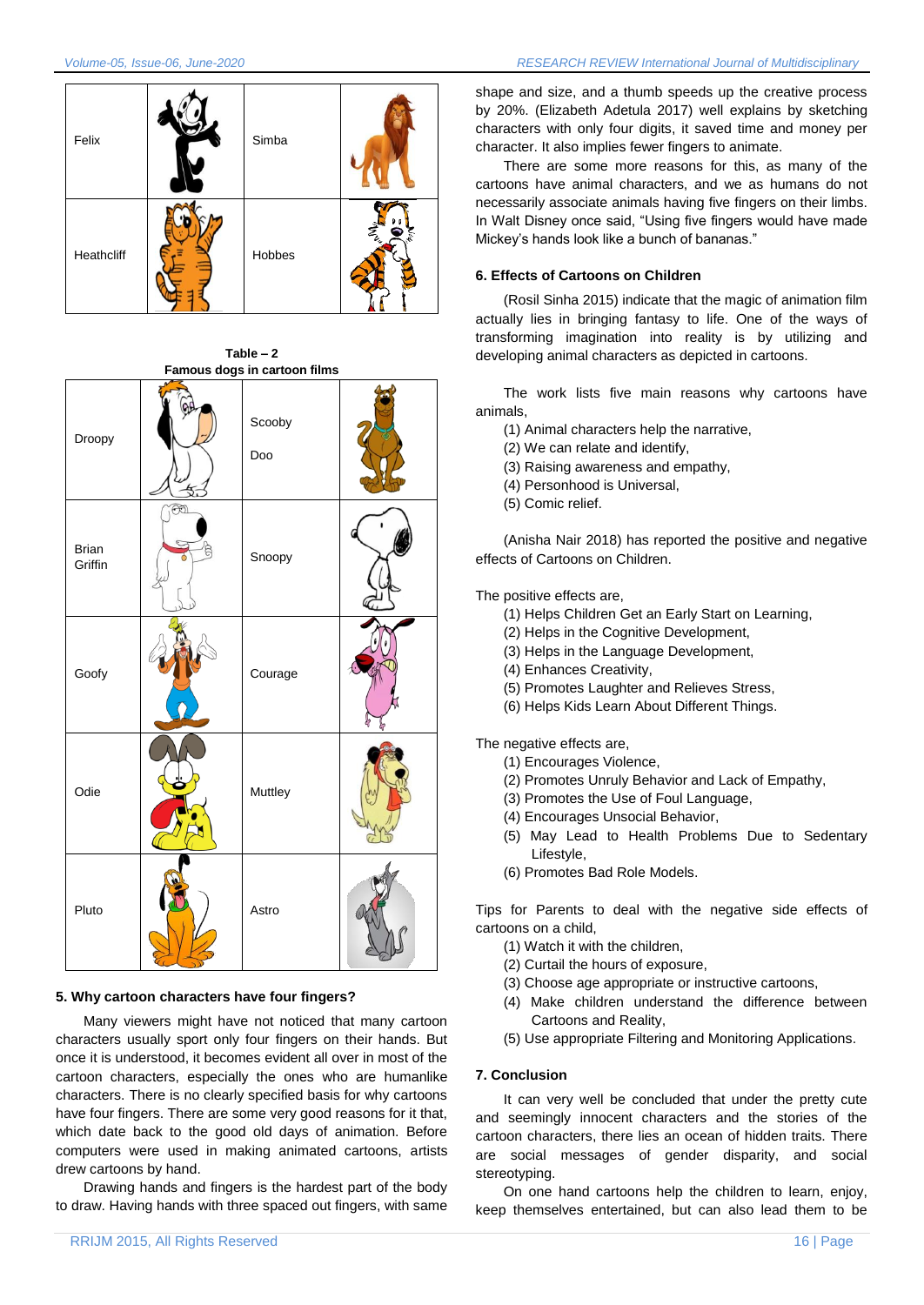| Felix | | Simba | |
|---|---|---|---|
| Heathcliff | | Hobbes | |

**Table – 2**
**Famous dogs in cartoon films**

| Droopy | | Scooby Doo | |
|---|---|---|---|
| Brian Griffin | | Snoopy | |
| Goofy | | Courage | |
| Odie | | Muttley | |
| Pluto | | Astro | |

### 5. Why cartoon characters have four fingers?

Many viewers might have not noticed that many cartoon characters usually sport only four fingers on their hands. But once it is understood, it becomes evident all over in most of the cartoon characters, especially the ones who are humanlike characters. There is no clearly specified basis for why cartoons have four fingers. There are some very good reasons for it that, which date back to the good old days of animation. Before computers were used in making animated cartoons, artists drew cartoons by hand.

Drawing hands and fingers is the hardest part of the body to draw. Having hands with three spaced out fingers, with same shape and size, and a thumb speeds up the creative process by 20%. (Elizabeth Adetula 2017) well explains by sketching characters with only four digits, it saved time and money per character. It also implies fewer fingers to animate.

There are some more reasons for this, as many of the cartoons have animal characters, and we as humans do not necessarily associate animals having five fingers on their limbs. In Walt Disney once said, "Using five fingers would have made Mickey's hands look like a bunch of bananas."

### 6. Effects of Cartoons on Children

(Rosil Sinha 2015) indicate that the magic of animation film actually lies in bringing fantasy to life. One of the ways of transforming imagination into reality is by utilizing and developing animal characters as depicted in cartoons.

The work lists five main reasons why cartoons have animals,

(1) Animal characters help the narrative,
(2) We can relate and identify,
(3) Raising awareness and empathy,
(4) Personhood is Universal,
(5) Comic relief.

(Anisha Nair 2018) has reported the positive and negative effects of Cartoons on Children.

The positive effects are,

(1) Helps Children Get an Early Start on Learning,
(2) Helps in the Cognitive Development,
(3) Helps in the Language Development,
(4) Enhances Creativity,
(5) Promotes Laughter and Relieves Stress,
(6) Helps Kids Learn About Different Things.

The negative effects are,

(1) Encourages Violence,
(2) Promotes Unruly Behavior and Lack of Empathy,
(3) Promotes the Use of Foul Language,
(4) Encourages Unsocial Behavior,
(5) May Lead to Health Problems Due to Sedentary Lifestyle,
(6) Promotes Bad Role Models.

Tips for Parents to deal with the negative side effects of cartoons on a child,

(1) Watch it with the children,
(2) Curtail the hours of exposure,
(3) Choose age appropriate or instructive cartoons,
(4) Make children understand the difference between Cartoons and Reality,
(5) Use appropriate Filtering and Monitoring Applications.

### 7. Conclusion

It can very well be concluded that under the pretty cute and seemingly innocent characters and the stories of the cartoon characters, there lies an ocean of hidden traits. There are social messages of gender disparity, and social stereotyping.

On one hand cartoons help the children to learn, enjoy, keep themselves entertained, but can also lead them to be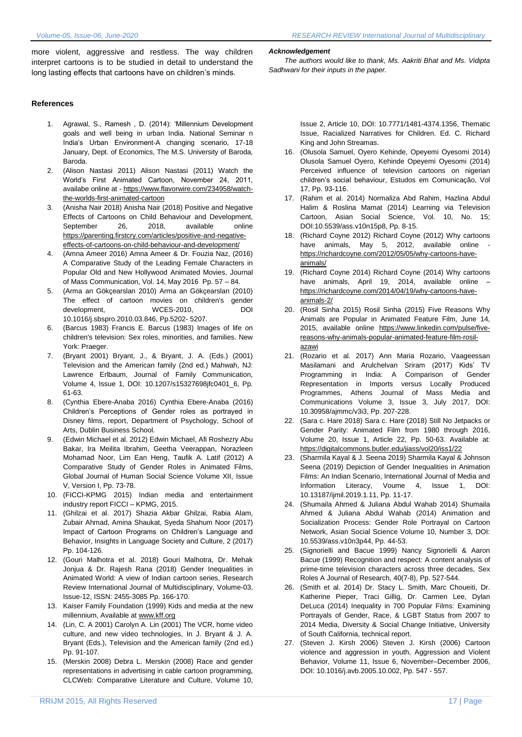more violent, aggressive and restless. The way children interpret cartoons is to be studied in detail to understand the long lasting effects that cartoons have on children's minds.

### References

1. Agrawal, S., Ramesh , D. (2014): 'Millennium Development goals and well being in urban India. National Seminar n India's Urban Environment-A changing scenario, 17-18 January, Dept. of Economics, The M.S. University of Baroda, Baroda.
2. (Alison Nastasi 2011) Alison Nastasi (2011) Watch the World's First Animated Cartoon, November 24, 2011, availabe online at - https://www.flavorwire.com/234958/watch-the-worlds-first-animated-cartoon
3. (Anisha Nair 2018) Anisha Nair (2018) Positive and Negative Effects of Cartoons on Child Behaviour and Development, September 26, 2018, available online https://parenting.firstcry.com/articles/positive-and-negative-effects-of-cartoons-on-child-behaviour-and-development/
4. (Amna Ameer 2016) Amna Ameer & Dr. Fouzia Naz, (2016) A Comparative Study of the Leading Female Characters in Popular Old and New Hollywood Animated Movies, Journal of Mass Communication, Vol. 14, May 2016 Pp. 57 – 84.
5. (Arma an Gökçearslan 2010) Arma an Gökçearslan (2010) The effect of cartoon movies on children's gender development, WCES-2010, DOI 10.1016/j.sbspro.2010.03.846, Pp.5202- 5207.
6. (Barcus 1983) Francis E. Barcus (1983) Images of life on children's television: Sex roles, minorities, and families. New York: Praeger.
7. (Bryant 2001) Bryant, J., & Bryant, J. A. (Eds.) (2001) Television and the American family (2nd ed.) Mahwah, NJ: Lawrence Erlbaum, Journal of Family Communication, Volume 4, Issue 1, DOI: 10.1207/s15327698jfc0401_6, Pp. 61-63.
8. (Cynthia Ebere-Anaba 2016) Cynthia Ebere-Anaba (2016) Children's Perceptions of Gender roles as portrayed in Disney films, report, Department of Psychology, School of Arts, Dublin Business School.
9. (Edwin Michael et al. 2012) Edwin Michael, Afi Roshezry Abu Bakar, Ira Meilita Ibrahim, Geetha Veerappan, Norazleen Mohamad Noor, Lim Ean Heng, Taufik A. Latif (2012) A Comparative Study of Gender Roles in Animated Films, Global Journal of Human Social Science Volume XII, Issue V, Version I, Pp. 73-78.
10. (FICCI-KPMG 2015) Indian media and entertainment industry report FICCI – KPMG, 2015.
11. (Ghilzai et al. 2017) Shazia Akbar Ghilzai, Rabia Alam, Zubair Ahmad, Amina Shaukat, Syeda Shahum Noor (2017) Impact of Cartoon Programs on Children's Language and Behavior, Insights in Language Society and Culture, 2 (2017) Pp. 104-126.
12. (Gouri Malhotra et al. 2018) Gouri Malhotra, Dr. Mehak Jonjua & Dr. Rajesh Rana (2018) Gender Inequalities in Animated World: A view of Indian cartoon series, Research Review International Journal of Multidisciplinary, Volume-03, Issue-12, ISSN: 2455-3085 Pp. 166-170.
13. Kaiser Family Foundation (1999) Kids and media at the new millennium, Available at www.kff.org
14. (Lin, C. A 2001) Carolyn A. Lin (2001) The VCR, home video culture, and new video technologies, In J. Bryant & J. A. Bryant (Eds.), Television and the American family (2nd ed.) Pp. 91-107.
15. (Merskin 2008) Debra L. Merskin (2008) Race and gender representations in advertising in cable cartoon programming, CLCWeb: Comparative Literature and Culture, Volume 10, Issue 2, Article 10, DOI: 10.7771/1481-4374.1356, Thematic Issue, Racialized Narratives for Children. Ed. C. Richard King and John Streamas.
16. (Olusola Samuel, Oyero Kehinde, Opeyemi Oyesomi 2014) Olusola Samuel Oyero, Kehinde Opeyemi Oyesomi (2014) Perceived influence of television cartoons on nigerian children's social behaviour, Estudos em Comunicação, Vol 17, Pp. 93-116.
17. (Rahim et al. 2014) Normaliza Abd Rahim, Hazlina Abdul Halim & Roslina Mamat (2014) Learning via Television Cartoon, Asian Social Science, Vol. 10, No. 15; DOI:10.5539/ass.v10n15p8, Pp. 8-15.
18. (Richard Coyne 2012) Richard Coyne (2012) Why cartoons have animals, May 5, 2012, available online - https://richardcoyne.com/2012/05/05/why-cartoons-have-animals/
19. (Richard Coyne 2014) Richard Coyne (2014) Why cartoons have animals, April 19, 2014, available online – https://richardcoyne.com/2014/04/19/why-cartoons-have-animals-2/
20. (Rosil Sinha 2015) Rosil Sinha (2015) Five Reasons Why Animals are Popular in Animated Feature Film, June 14, 2015, available online https://www.linkedin.com/pulse/five-reasons-why-animals-popular-animated-feature-film-rosil-azawi
21. (Rozario et al. 2017) Ann Maria Rozario, Vaageessan Masilamani and Arulchelvan Sriram (2017) Kids' TV Programming in India: A Comparison of Gender Representation in Imports versus Locally Produced Programmes, Athens Journal of Mass Media and Communications Volume 3, Issue 3, July 2017, DOI: 10.30958/ajmmc/v3i3, Pp. 207-228.
22. (Sara c. Hare 2018) Sara c. Hare (2018) Still No Jetpacks or Gender Parity: Animated Film from 1980 through 2016, Volume 20, Issue 1, Article 22, Pp. 50-63. Available at: https://digitalcommons.butler.edu/jiass/vol20/iss1/22
23. (Sharmila Kayal & J. Seena 2019) Sharmila Kayal & Johnson Seena (2019) Depiction of Gender Inequalities in Animation Films: An Indian Scenario, International Journal of Media and Information Literacy, Voume 4, Issue 1, DOI: 10.13187/ijmil.2019.1.11, Pp. 11-17.
24. (Shumaila Ahmed & Juliana Abdul Wahab 2014) Shumaila Ahmed & Juliana Abdul Wahab (2014) Animation and Socialization Process: Gender Role Portrayal on Cartoon Network, Asian Social Science Volume 10, Number 3, DOI: 10.5539/ass.v10n3p44, Pp. 44-53.
25. (Signorielli and Bacue 1999) Nancy Signorielli & Aaron Bacue (1999) Recognition and respect: A content analysis of prime-time television characters across three decades, Sex Roles A Journal of Research, 40(7-8), Pp. 527-544.
26. (Smith et al. 2014) Dr. Stacy L. Smith, Marc Choueiti, Dr. Katherine Pieper, Traci Gillig, Dr. Carmen Lee, Dylan DeLuca (2014) Inequality in 700 Popular Films: Examining Portrayals of Gender, Race, & LGBT Status from 2007 to 2014 Media, Diversity & Social Change Initiative, University of South California, technical report.
27. (Steven J. Kirsh 2006) Steven J. Kirsh (2006) Cartoon violence and aggression in youth, Aggression and Violent Behavior, Volume 11, Issue 6, November–December 2006, DOI: 10.1016/j.avb.2005.10.002, Pp. 547 - 557.

#### *Acknowledgement*

*The authors would like to thank, Ms. Aakriti Bhat and Ms. Vidipta Sadhwani for their inputs in the paper.*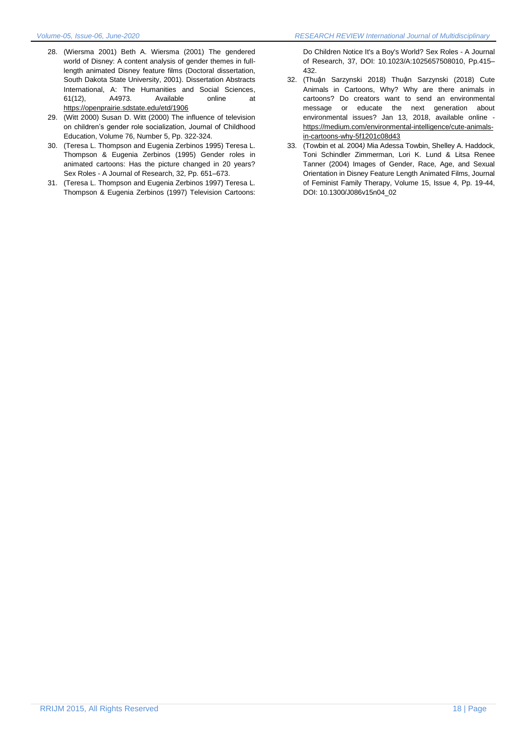28. (Wiersma 2001) Beth A. Wiersma (2001) The gendered world of Disney: A content analysis of gender themes in full-length animated Disney feature films (Doctoral dissertation, South Dakota State University, 2001). Dissertation Abstracts International, A: The Humanities and Social Sciences, 61(12), A4973. Available online at https://openprairie.sdstate.edu/etd/1906
29. (Witt 2000) Susan D. Witt (2000) The influence of television on children's gender role socialization, Journal of Childhood Education, Volume 76, Number 5, Pp. 322-324.
30. (Teresa L. Thompson and Eugenia Zerbinos 1995) Teresa L. Thompson & Eugenia Zerbinos (1995) Gender roles in animated cartoons: Has the picture changed in 20 years? Sex Roles - A Journal of Research, 32, Pp. 651–673.
31. (Teresa L. Thompson and Eugenia Zerbinos 1997) Teresa L. Thompson & Eugenia Zerbinos (1997) Television Cartoons: Do Children Notice It's a Boy's World? Sex Roles - A Journal of Research, 37, DOI: 10.1023/A:1025657508010, Pp.415–432.
32. (Thuận Sarzynski 2018) Thuận Sarzynski (2018) Cute Animals in Cartoons, Why? Why are there animals in cartoons? Do creators want to send an environmental message or educate the next generation about environmental issues? Jan 13, 2018, available online - https://medium.com/environmental-intelligence/cute-animals-in-cartoons-why-5f1201c08d43
33. (Towbin et al. 2004) Mia Adessa Towbin, Shelley A. Haddock, Toni Schindler Zimmerman, Lori K. Lund & Litsa Renee Tanner (2004) Images of Gender, Race, Age, and Sexual Orientation in Disney Feature Length Animated Films, Journal of Feminist Family Therapy, Volume 15, Issue 4, Pp. 19-44, DOI: 10.1300/J086v15n04_02